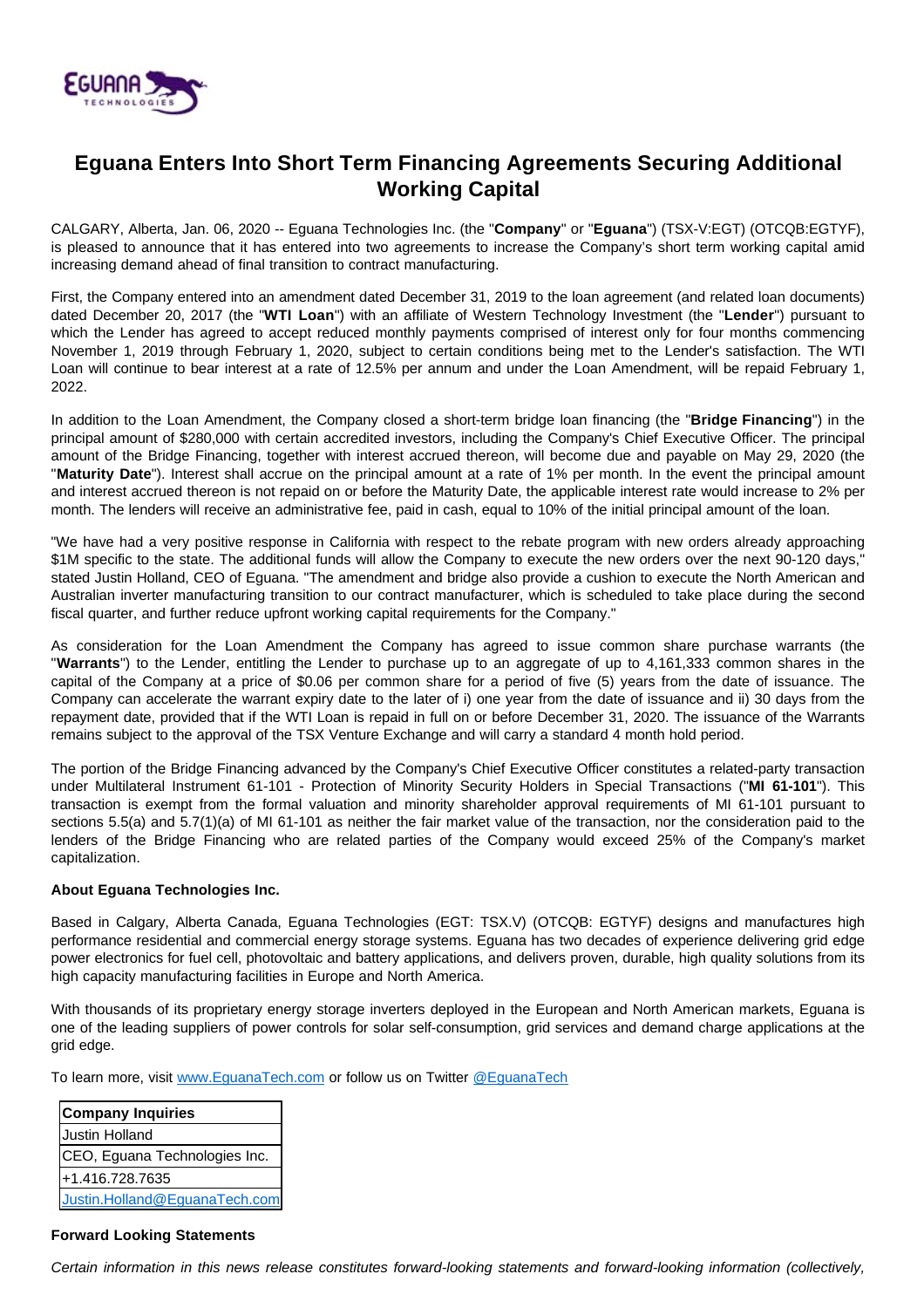# Eguana Enters Into Short Term Financing Agreements Securing Additional Working Capital

CALGARY, Alberta, Jan. 06, 2020 -- Eguana Technologies Inc. (the "**Company**" or "**Eguana**") (TSX-V:EGT) (OTCQB:EGTYF), is pleased to announce that it has entered into two agreements to increase the Company's short term working capital amid increasing demand ahead of final transition to contract manufacturing.

First, the Company entered into an amendment dated December 31, 2019 to the loan agreement (and related loan documents) dated December 20, 2017 (the "**WTI Loan**") with an affiliate of Western Technology Investment (the "**Lender**") pursuant to which the Lender has agreed to accept reduced monthly payments comprised of interest only for four months commencing November 1, 2019 through February 1, 2020, subject to certain conditions being met to the Lender's satisfaction. The WTI Loan will continue to bear interest at a rate of 12.5% per annum and under the Loan Amendment, will be repaid February 1, 2022.

In addition to the Loan Amendment, the Company closed a short-term bridge loan financing (the "**Bridge Financing**") in the principal amount of $280,000 with certain accredited investors, including the Company's Chief Executive Officer. The principal amount of the Bridge Financing, together with interest accrued thereon, will become due and payable on May 29, 2020 (the "**Maturity Date**"). Interest shall accrue on the principal amount at a rate of 1% per month. In the event the principal amount and interest accrued thereon is not repaid on or before the Maturity Date, the applicable interest rate would increase to 2% per month. The lenders will receive an administrative fee, paid in cash, equal to 10% of the initial principal amount of the loan.

"We have had a very positive response in California with respect to the rebate program with new orders already approaching $1M specific to the state. The additional funds will allow the Company to execute the new orders over the next 90-120 days," stated Justin Holland, CEO of Eguana. "The amendment and bridge also provide a cushion to execute the North American and Australian inverter manufacturing transition to our contract manufacturer, which is scheduled to take place during the second fiscal quarter, and further reduce upfront working capital requirements for the Company."

As consideration for the Loan Amendment the Company has agreed to issue common share purchase warrants (the "**Warrants**") to the Lender, entitling the Lender to purchase up to an aggregate of up to 4,161,333 common shares in the capital of the Company at a price of $0.06 per common share for a period of five (5) years from the date of issuance. The Company can accelerate the warrant expiry date to the later of i) one year from the date of issuance and ii) 30 days from the repayment date, provided that if the WTI Loan is repaid in full on or before December 31, 2020. The issuance of the Warrants remains subject to the approval of the TSX Venture Exchange and will carry a standard 4 month hold period.

The portion of the Bridge Financing advanced by the Company's Chief Executive Officer constitutes a related-party transaction under Multilateral Instrument 61-101 - Protection of Minority Security Holders in Special Transactions ("**MI 61-101**"). This transaction is exempt from the formal valuation and minority shareholder approval requirements of MI 61-101 pursuant to sections 5.5(a) and 5.7(1)(a) of MI 61-101 as neither the fair market value of the transaction, nor the consideration paid to the lenders of the Bridge Financing who are related parties of the Company would exceed 25% of the Company's market capitalization.

**About Eguana Technologies Inc.**

Based in Calgary, Alberta Canada, Eguana Technologies (EGT: TSX.V) (OTCQB: EGTYF) designs and manufactures high performance residential and commercial energy storage systems. Eguana has two decades of experience delivering grid edge power electronics for fuel cell, photovoltaic and battery applications, and delivers proven, durable, high quality solutions from its high capacity manufacturing facilities in Europe and North America.

With thousands of its proprietary energy storage inverters deployed in the European and North American markets, Eguana is one of the leading suppliers of power controls for solar self-consumption, grid services and demand charge applications at the grid edge.

To learn more, visit www.EguanaTech.com or follow us on Twitter @EguanaTech

| **Company Inquiries** |
|---|
| Justin Holland |
| CEO, Eguana Technologies Inc. |
| +1.416.728.7635 |
| Justin.Holland@EguanaTech.com |

**Forward Looking Statements**

*Certain information in this news release constitutes forward-looking statements and forward-looking information (collectively,*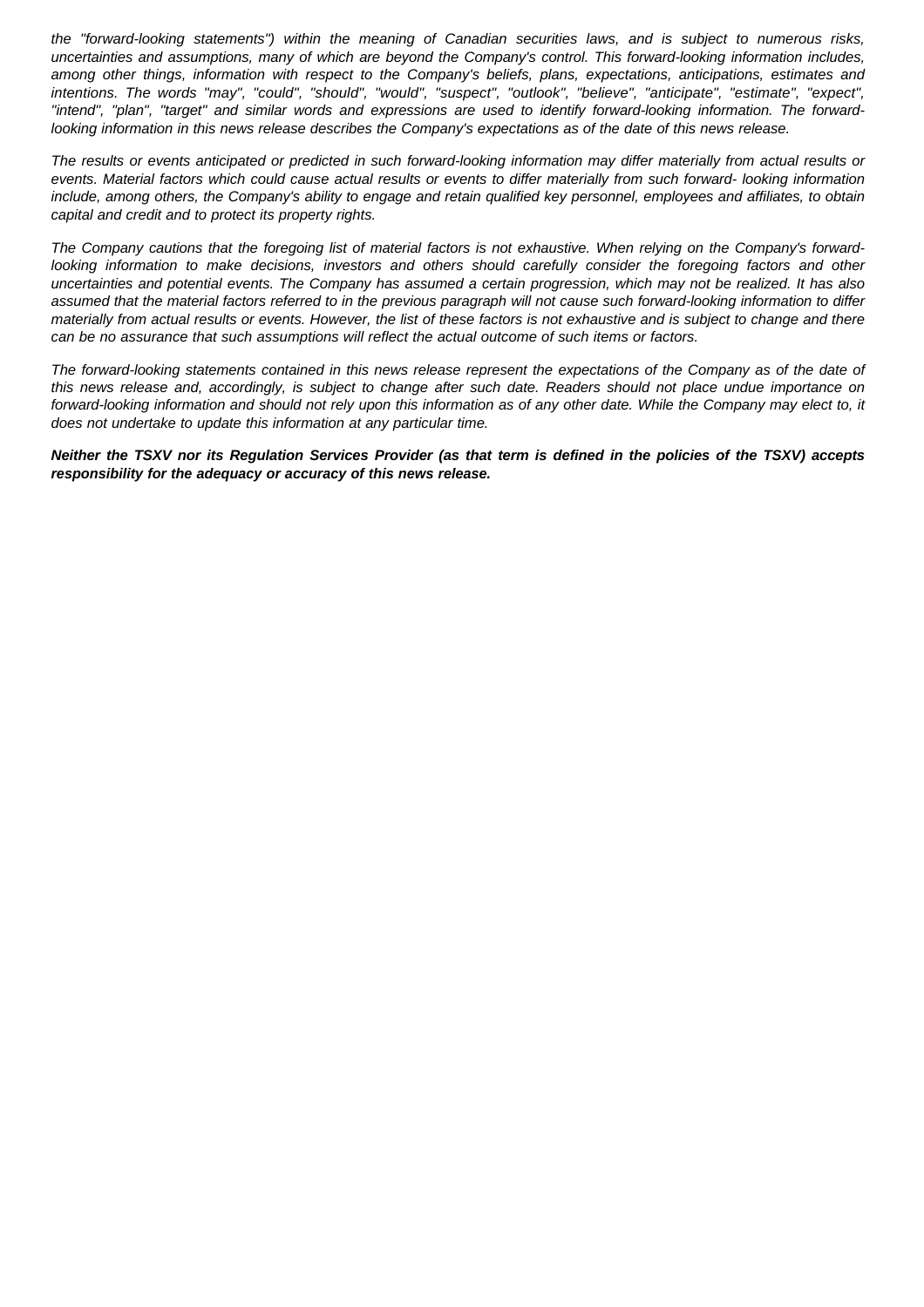*the "forward-looking statements") within the meaning of Canadian securities laws, and is subject to numerous risks, uncertainties and assumptions, many of which are beyond the Company's control. This forward-looking information includes, among other things, information with respect to the Company's beliefs, plans, expectations, anticipations, estimates and intentions. The words "may", "could", "should", "would", "suspect", "outlook", "believe", "anticipate", "estimate", "expect", "intend", "plan", "target" and similar words and expressions are used to identify forward-looking information. The forward-looking information in this news release describes the Company's expectations as of the date of this news release.*

*The results or events anticipated or predicted in such forward-looking information may differ materially from actual results or events. Material factors which could cause actual results or events to differ materially from such forward- looking information include, among others, the Company's ability to engage and retain qualified key personnel, employees and affiliates, to obtain capital and credit and to protect its property rights.*

*The Company cautions that the foregoing list of material factors is not exhaustive. When relying on the Company's forward-looking information to make decisions, investors and others should carefully consider the foregoing factors and other uncertainties and potential events. The Company has assumed a certain progression, which may not be realized. It has also assumed that the material factors referred to in the previous paragraph will not cause such forward-looking information to differ materially from actual results or events. However, the list of these factors is not exhaustive and is subject to change and there can be no assurance that such assumptions will reflect the actual outcome of such items or factors.*

*The forward-looking statements contained in this news release represent the expectations of the Company as of the date of this news release and, accordingly, is subject to change after such date. Readers should not place undue importance on forward-looking information and should not rely upon this information as of any other date. While the Company may elect to, it does not undertake to update this information at any particular time.*

***Neither the TSXV nor its Regulation Services Provider (as that term is defined in the policies of the TSXV) accepts responsibility for the adequacy or accuracy of this news release.***